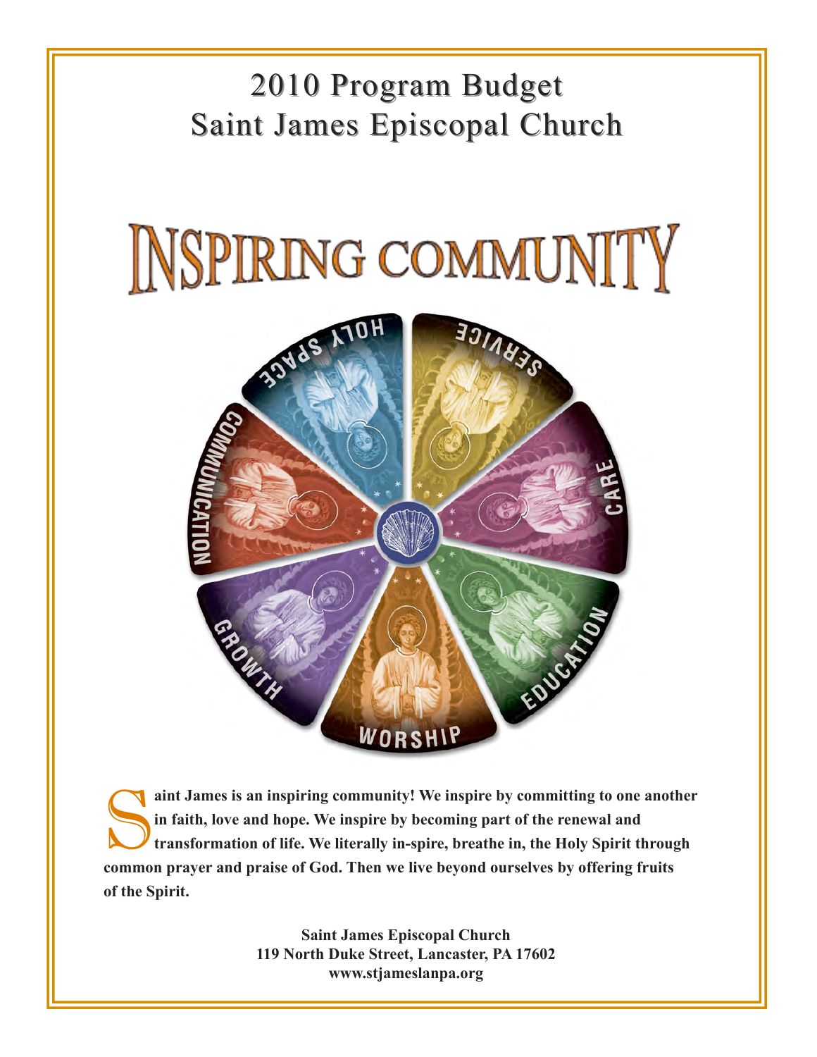# 2010 Program Budget
# Saint James Episcopal Church

## INSPIRING COMMUNITY

HOLY SPACE · SERVICE · CARE · EDUCATION · WORSHIP · GROWTH · COMMUNICATION

**Saint James is an inspiring community! We inspire by committing to one another in faith, love and hope. We inspire by becoming part of the renewal and transformation of life. We literally in-spire, breathe in, the Holy Spirit through common prayer and praise of God. Then we live beyond ourselves by offering fruits of the Spirit.**

**Saint James Episcopal Church**
**119 North Duke Street, Lancaster, PA 17602**
**www.stjameslanpa.org**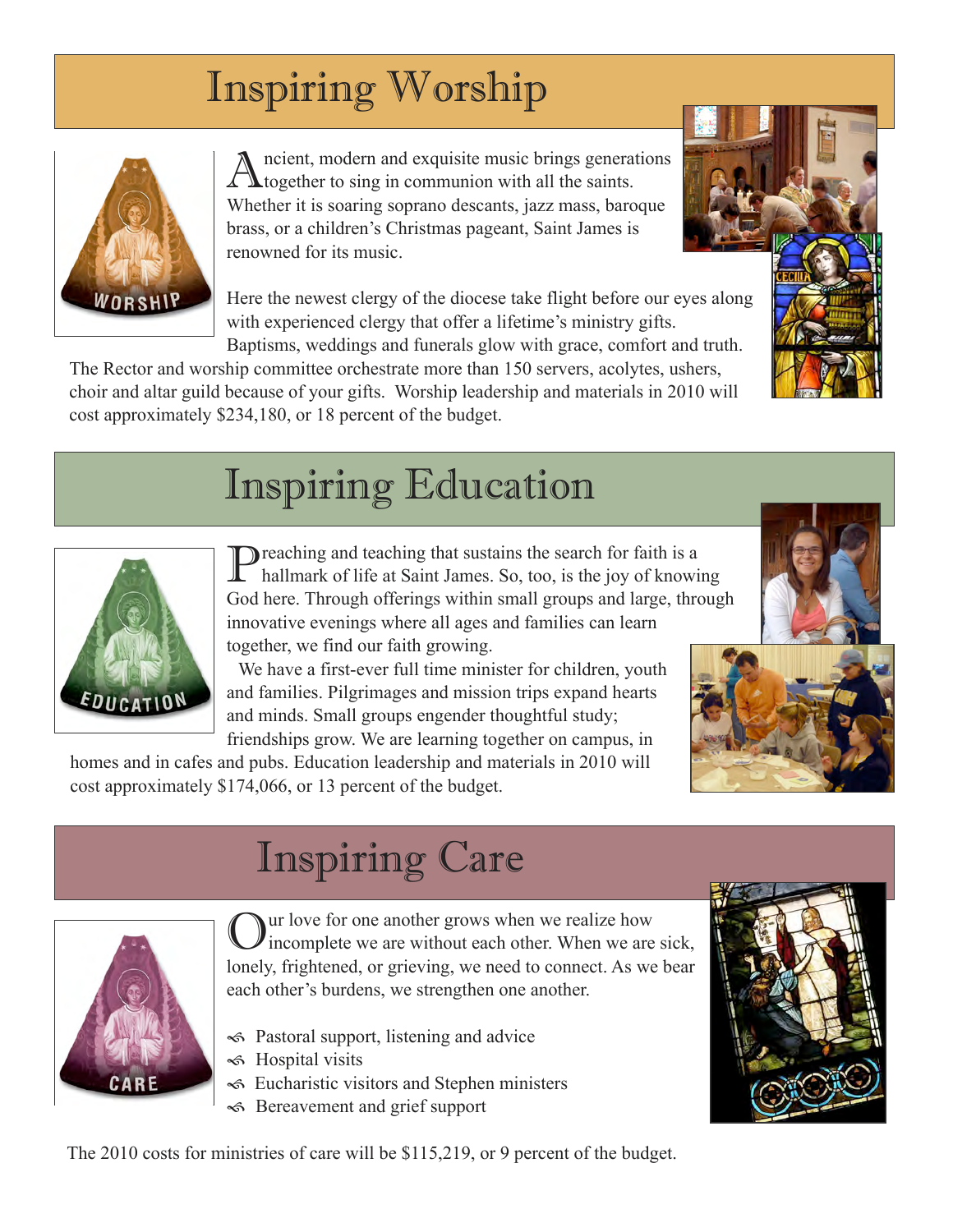# Inspiring Worship

Ancient, modern and exquisite music brings generations together to sing in communion with all the saints. Whether it is soaring soprano descants, jazz mass, baroque brass, or a children's Christmas pageant, Saint James is renowned for its music.

Here the newest clergy of the diocese take flight before our eyes along with experienced clergy that offer a lifetime's ministry gifts. Baptisms, weddings and funerals glow with grace, comfort and truth. The Rector and worship committee orchestrate more than 150 servers, acolytes, ushers, choir and altar guild because of your gifts. Worship leadership and materials in 2010 will cost approximately $234,180, or 18 percent of the budget.

# Inspiring Education

Preaching and teaching that sustains the search for faith is a hallmark of life at Saint James. So, too, is the joy of knowing God here. Through offerings within small groups and large, through innovative evenings where all ages and families can learn together, we find our faith growing.

We have a first-ever full time minister for children, youth and families. Pilgrimages and mission trips expand hearts and minds. Small groups engender thoughtful study; friendships grow. We are learning together on campus, in homes and in cafes and pubs. Education leadership and materials in 2010 will cost approximately $174,066, or 13 percent of the budget.

# Inspiring Care

Our love for one another grows when we realize how incomplete we are without each other. When we are sick, lonely, frightened, or grieving, we need to connect. As we bear each other's burdens, we strengthen one another.

- Pastoral support, listening and advice
- Hospital visits
- Eucharistic visitors and Stephen ministers
- Bereavement and grief support

The 2010 costs for ministries of care will be $115,219, or 9 percent of the budget.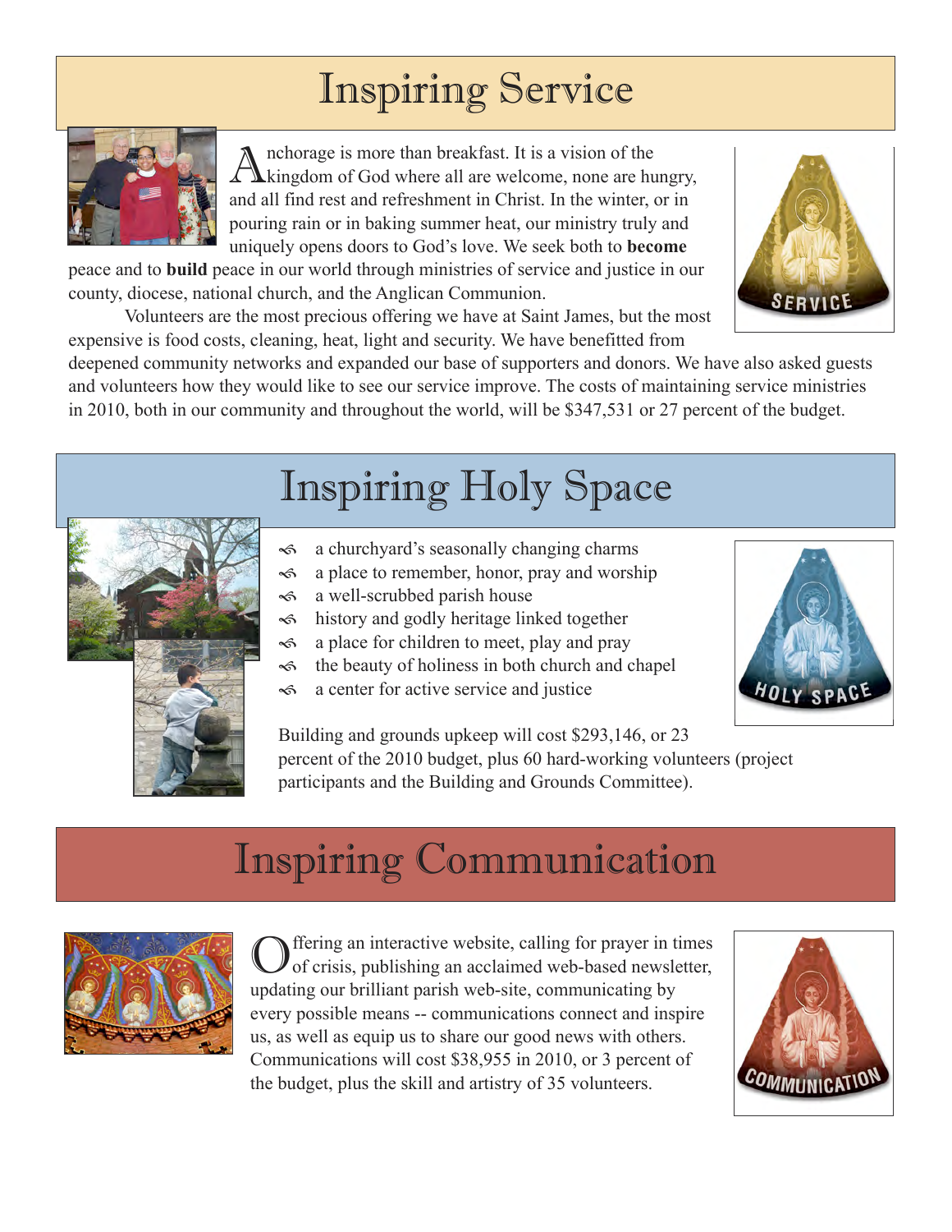# Inspiring Service

Anchorage is more than breakfast. It is a vision of the kingdom of God where all are welcome, none are hungry, and all find rest and refreshment in Christ. In the winter, or in pouring rain or in baking summer heat, our ministry truly and uniquely opens doors to God's love. We seek both to **become** peace and to **build** peace in our world through ministries of service and justice in our county, diocese, national church, and the Anglican Communion.

Volunteers are the most precious offering we have at Saint James, but the most expensive is food costs, cleaning, heat, light and security. We have benefitted from deepened community networks and expanded our base of supporters and donors. We have also asked guests and volunteers how they would like to see our service improve. The costs of maintaining service ministries in 2010, both in our community and throughout the world, will be $347,531 or 27 percent of the budget.

SERVICE

# Inspiring Holy Space

- a churchyard's seasonally changing charms
- a place to remember, honor, pray and worship
- a well-scrubbed parish house
- history and godly heritage linked together
- a place for children to meet, play and pray
- the beauty of holiness in both church and chapel
- a center for active service and justice

Building and grounds upkeep will cost $293,146, or 23 percent of the 2010 budget, plus 60 hard-working volunteers (project participants and the Building and Grounds Committee).

HOLY SPACE

# Inspiring Communication

Offering an interactive website, calling for prayer in times of crisis, publishing an acclaimed web-based newsletter, updating our brilliant parish web-site, communicating by every possible means -- communications connect and inspire us, as well as equip us to share our good news with others. Communications will cost $38,955 in 2010, or 3 percent of the budget, plus the skill and artistry of 35 volunteers.

COMMUNICATION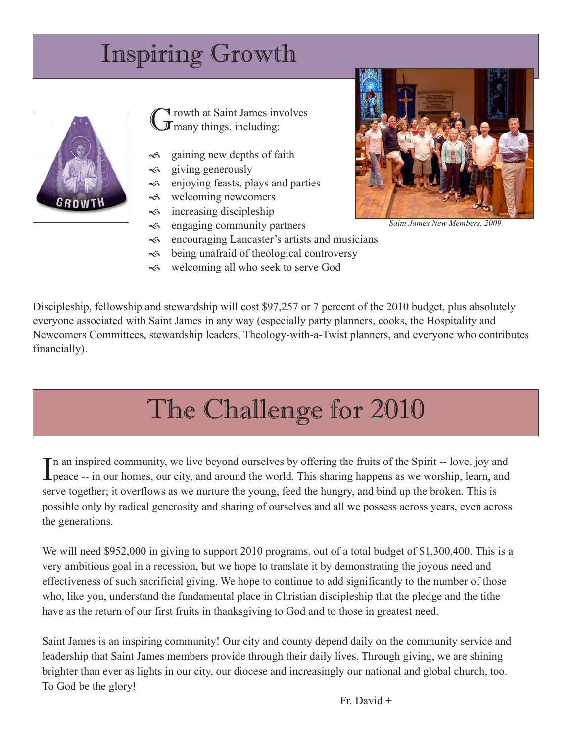# Inspiring Growth

Growth at Saint James involves many things, including:

- gaining new depths of faith
- giving generously
- enjoying feasts, plays and parties
- welcoming newcomers
- increasing discipleship
- engaging community partners
- encouraging Lancaster's artists and musicians
- being unafraid of theological controversy
- welcoming all who seek to serve God

*Saint James New Members, 2009*

Discipleship, fellowship and stewardship will cost $97,257 or 7 percent of the 2010 budget, plus absolutely everyone associated with Saint James in any way (especially party planners, cooks, the Hospitality and Newcomers Committees, stewardship leaders, Theology-with-a-Twist planners, and everyone who contributes financially).

# The Challenge for 2010

In an inspired community, we live beyond ourselves by offering the fruits of the Spirit -- love, joy and peace -- in our homes, our city, and around the world. This sharing happens as we worship, learn, and serve together; it overflows as we nurture the young, feed the hungry, and bind up the broken. This is possible only by radical generosity and sharing of ourselves and all we possess across years, even across the generations.

We will need $952,000 in giving to support 2010 programs, out of a total budget of $1,300,400. This is a very ambitious goal in a recession, but we hope to translate it by demonstrating the joyous need and effectiveness of such sacrificial giving. We hope to continue to add significantly to the number of those who, like you, understand the fundamental place in Christian discipleship that the pledge and the tithe have as the return of our first fruits in thanksgiving to God and to those in greatest need.

Saint James is an inspiring community! Our city and county depend daily on the community service and leadership that Saint James members provide through their daily lives. Through giving, we are shining brighter than ever as lights in our city, our diocese and increasingly our national and global church, too. To God be the glory!

Fr. David +